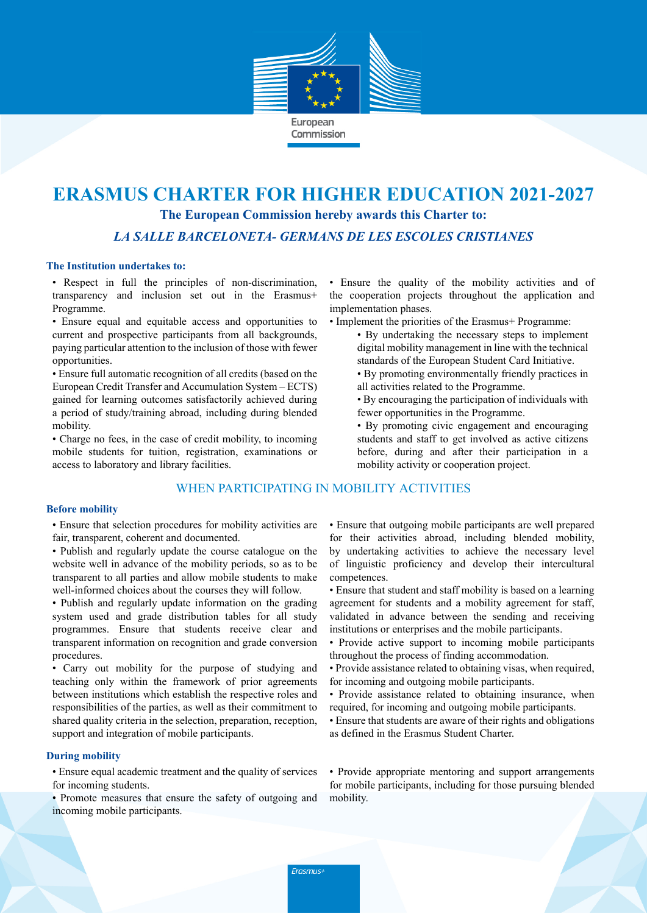European Commission

# ERASMUS CHARTER FOR HIGHER EDUCATION 2021-2027

**The European Commission hereby awards this Charter to:**

***LA SALLE BARCELONETA- GERMANS DE LES ESCOLES CRISTIANES***

### The Institution undertakes to:

- Respect in full the principles of non-discrimination, transparency and inclusion set out in the Erasmus+ Programme.
- Ensure equal and equitable access and opportunities to current and prospective participants from all backgrounds, paying particular attention to the inclusion of those with fewer opportunities.
- Ensure full automatic recognition of all credits (based on the European Credit Transfer and Accumulation System – ECTS) gained for learning outcomes satisfactorily achieved during a period of study/training abroad, including during blended mobility.
- Charge no fees, in the case of credit mobility, to incoming mobile students for tuition, registration, examinations or access to laboratory and library facilities.
- Ensure the quality of the mobility activities and of the cooperation projects throughout the application and implementation phases.
- Implement the priorities of the Erasmus+ Programme:
  - By undertaking the necessary steps to implement digital mobility management in line with the technical standards of the European Student Card Initiative.
  - By promoting environmentally friendly practices in all activities related to the Programme.
  - By encouraging the participation of individuals with fewer opportunities in the Programme.
  - By promoting civic engagement and encouraging students and staff to get involved as active citizens before, during and after their participation in a mobility activity or cooperation project.

## WHEN PARTICIPATING IN MOBILITY ACTIVITIES

### Before mobility

- Ensure that selection procedures for mobility activities are fair, transparent, coherent and documented.
- Publish and regularly update the course catalogue on the website well in advance of the mobility periods, so as to be transparent to all parties and allow mobile students to make well-informed choices about the courses they will follow.
- Publish and regularly update information on the grading system used and grade distribution tables for all study programmes. Ensure that students receive clear and transparent information on recognition and grade conversion procedures.
- Carry out mobility for the purpose of studying and teaching only within the framework of prior agreements between institutions which establish the respective roles and responsibilities of the parties, as well as their commitment to shared quality criteria in the selection, preparation, reception, support and integration of mobile participants.
- Ensure that outgoing mobile participants are well prepared for their activities abroad, including blended mobility, by undertaking activities to achieve the necessary level of linguistic proficiency and develop their intercultural competences.
- Ensure that student and staff mobility is based on a learning agreement for students and a mobility agreement for staff, validated in advance between the sending and receiving institutions or enterprises and the mobile participants.
- Provide active support to incoming mobile participants throughout the process of finding accommodation.
- Provide assistance related to obtaining visas, when required, for incoming and outgoing mobile participants.
- Provide assistance related to obtaining insurance, when required, for incoming and outgoing mobile participants.
- Ensure that students are aware of their rights and obligations as defined in the Erasmus Student Charter.

### During mobility

- Ensure equal academic treatment and the quality of services for incoming students.
- Promote measures that ensure the safety of outgoing and incoming mobile participants.
- Provide appropriate mentoring and support arrangements for mobile participants, including for those pursuing blended mobility.

Erasmus+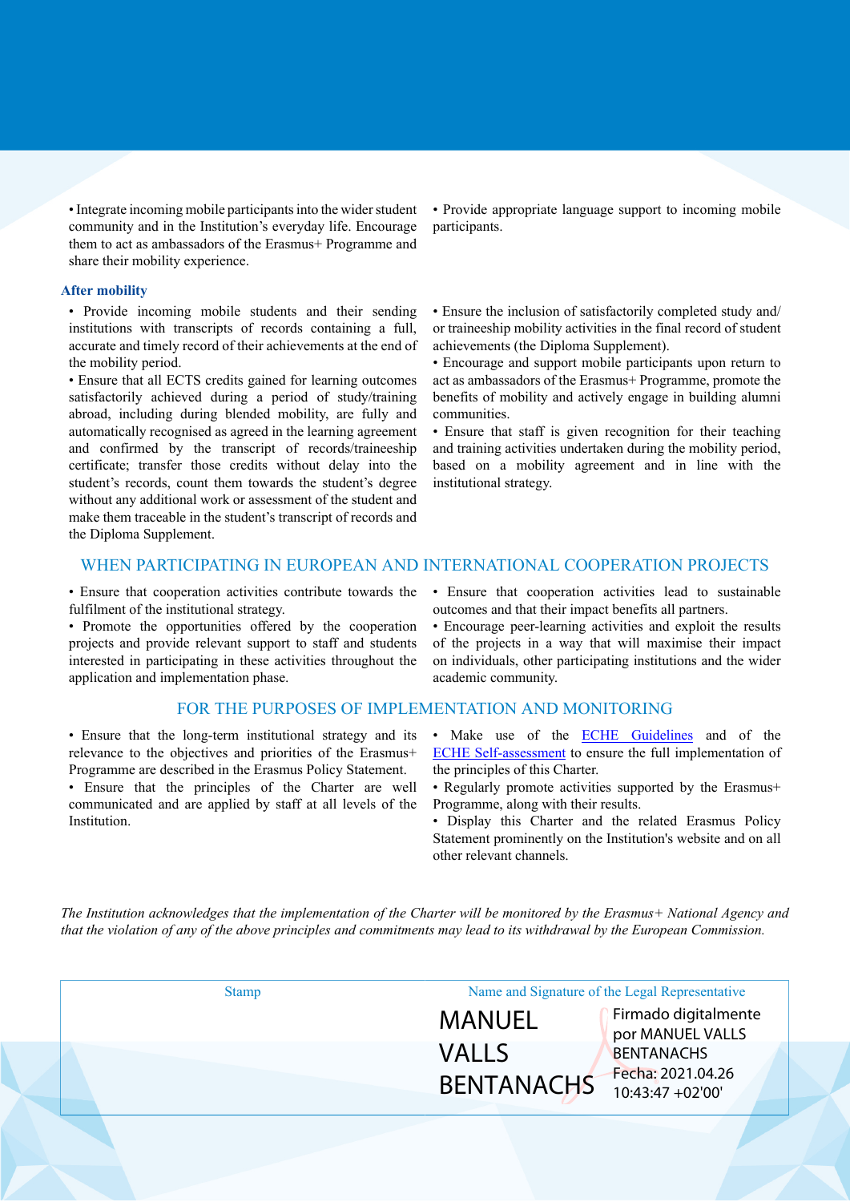- Integrate incoming mobile participants into the wider student community and in the Institution's everyday life. Encourage them to act as ambassadors of the Erasmus+ Programme and share their mobility experience.
- Provide appropriate language support to incoming mobile participants.

### After mobility

- Provide incoming mobile students and their sending institutions with transcripts of records containing a full, accurate and timely record of their achievements at the end of the mobility period.
- Ensure that all ECTS credits gained for learning outcomes satisfactorily achieved during a period of study/training abroad, including during blended mobility, are fully and automatically recognised as agreed in the learning agreement and confirmed by the transcript of records/traineeship certificate; transfer those credits without delay into the student's records, count them towards the student's degree without any additional work or assessment of the student and make them traceable in the student's transcript of records and the Diploma Supplement.
- Ensure the inclusion of satisfactorily completed study and/or traineeship mobility activities in the final record of student achievements (the Diploma Supplement).
- Encourage and support mobile participants upon return to act as ambassadors of the Erasmus+ Programme, promote the benefits of mobility and actively engage in building alumni communities.
- Ensure that staff is given recognition for their teaching and training activities undertaken during the mobility period, based on a mobility agreement and in line with the institutional strategy.

## WHEN PARTICIPATING IN EUROPEAN AND INTERNATIONAL COOPERATION PROJECTS

- Ensure that cooperation activities contribute towards the fulfilment of the institutional strategy.
- Promote the opportunities offered by the cooperation projects and provide relevant support to staff and students interested in participating in these activities throughout the application and implementation phase.
- Ensure that cooperation activities lead to sustainable outcomes and that their impact benefits all partners.
- Encourage peer-learning activities and exploit the results of the projects in a way that will maximise their impact on individuals, other participating institutions and the wider academic community.

## FOR THE PURPOSES OF IMPLEMENTATION AND MONITORING

- Ensure that the long-term institutional strategy and its relevance to the objectives and priorities of the Erasmus+ Programme are described in the Erasmus Policy Statement.
- Ensure that the principles of the Charter are well communicated and are applied by staff at all levels of the Institution.
- Make use of the ECHE Guidelines and of the ECHE Self-assessment to ensure the full implementation of the principles of this Charter.
- Regularly promote activities supported by the Erasmus+ Programme, along with their results.
- Display this Charter and the related Erasmus Policy Statement prominently on the Institution's website and on all other relevant channels.

*The Institution acknowledges that the implementation of the Charter will be monitored by the Erasmus+ National Agency and that the violation of any of the above principles and commitments may lead to its withdrawal by the European Commission.*

| Stamp | Name and Signature of the Legal Representative |
|---|---|
| | MANUEL VALLS BENTANACHS<br>Firmado digitalmente por MANUEL VALLS BENTANACHS<br>Fecha: 2021.04.26 10:43:47 +02'00' |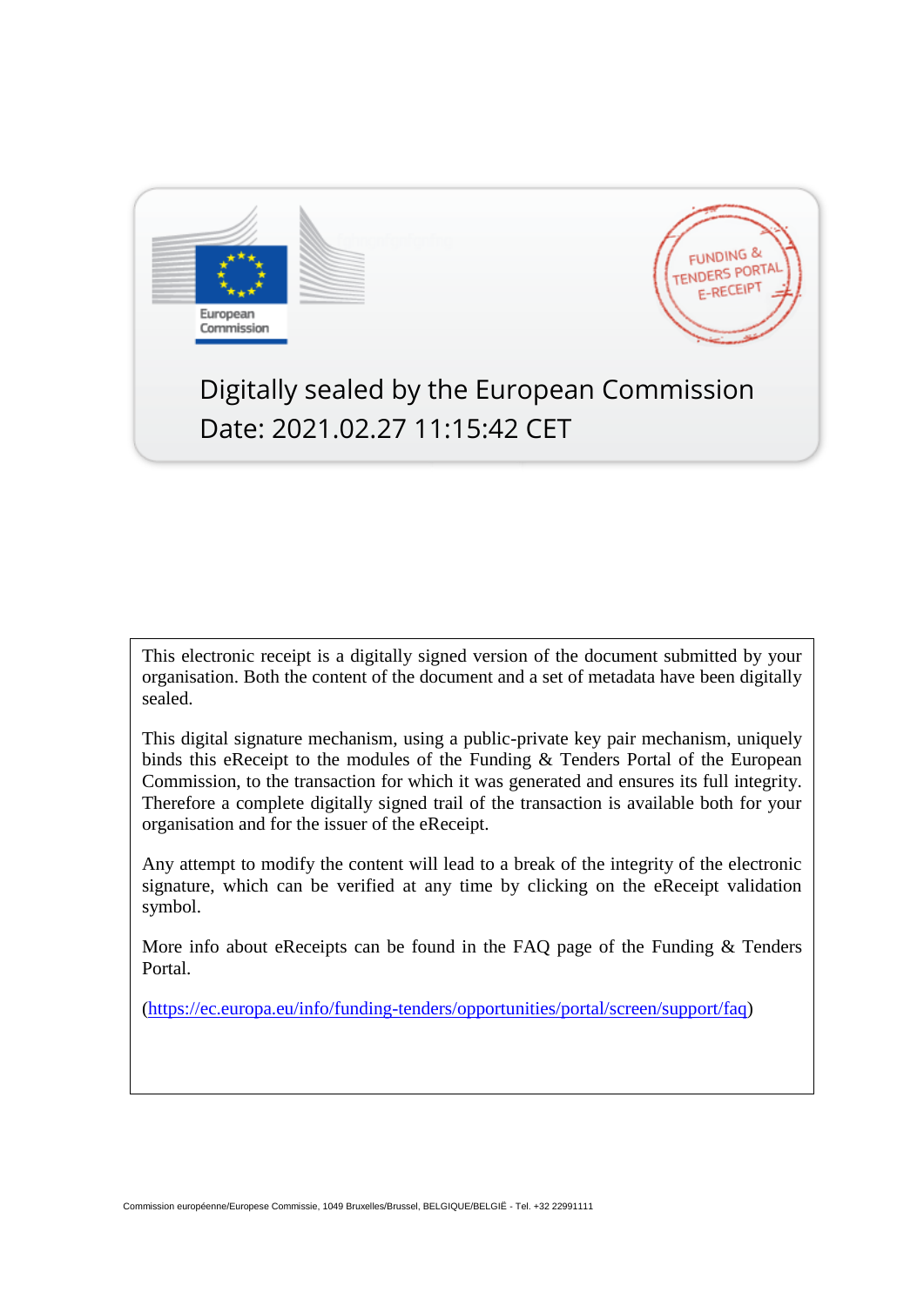European Commission

FUNDING & TENDERS PORTAL E-RECEIPT

Digitally sealed by the European Commission
Date: 2021.02.27 11:15:42 CET

This electronic receipt is a digitally signed version of the document submitted by your organisation. Both the content of the document and a set of metadata have been digitally sealed.

This digital signature mechanism, using a public-private key pair mechanism, uniquely binds this eReceipt to the modules of the Funding & Tenders Portal of the European Commission, to the transaction for which it was generated and ensures its full integrity. Therefore a complete digitally signed trail of the transaction is available both for your organisation and for the issuer of the eReceipt.

Any attempt to modify the content will lead to a break of the integrity of the electronic signature, which can be verified at any time by clicking on the eReceipt validation symbol.

More info about eReceipts can be found in the FAQ page of the Funding & Tenders Portal.

(https://ec.europa.eu/info/funding-tenders/opportunities/portal/screen/support/faq)